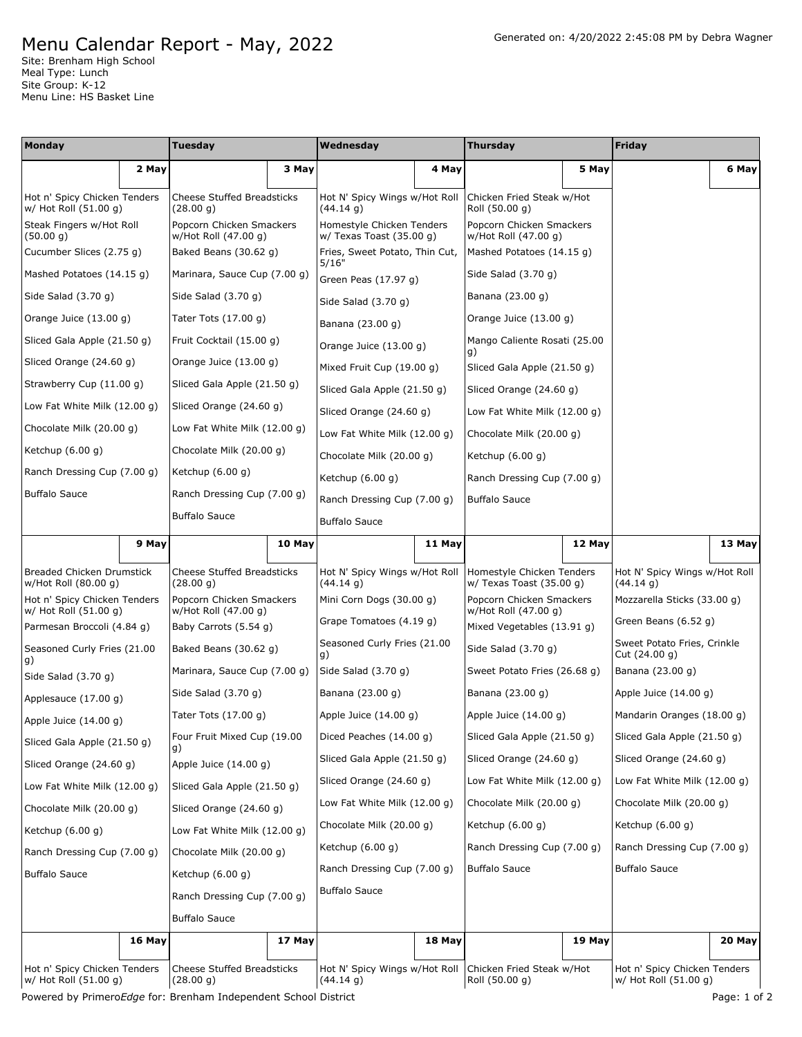# Menu Calendar Report - May, 2022

Generated on: 4/20/2022 2:45:08 PM by Debra Wagner

Site: Brenham High School
Meal Type: Lunch
Site Group: K-12
Menu Line: HS Basket Line

| Monday | Tuesday | Wednesday | Thursday | Friday |
|---|---|---|---|---|
| **2 May** | **3 May** | **4 May** | **5 May** | **6 May** |
| Hot n' Spicy Chicken Tenders w/ Hot Roll (51.00 g)<br>Steak Fingers w/Hot Roll (50.00 g)<br>Cucumber Slices (2.75 g)<br>Mashed Potatoes (14.15 g)<br>Side Salad (3.70 g)<br>Orange Juice (13.00 g)<br>Sliced Gala Apple (21.50 g)<br>Sliced Orange (24.60 g)<br>Strawberry Cup (11.00 g)<br>Low Fat White Milk (12.00 g)<br>Chocolate Milk (20.00 g)<br>Ketchup (6.00 g)<br>Ranch Dressing Cup (7.00 g)<br>Buffalo Sauce | Cheese Stuffed Breadsticks (28.00 g)<br>Popcorn Chicken Smackers w/Hot Roll (47.00 g)<br>Baked Beans (30.62 g)<br>Marinara, Sauce Cup (7.00 g)<br>Side Salad (3.70 g)<br>Tater Tots (17.00 g)<br>Fruit Cocktail (15.00 g)<br>Orange Juice (13.00 g)<br>Sliced Gala Apple (21.50 g)<br>Sliced Orange (24.60 g)<br>Low Fat White Milk (12.00 g)<br>Chocolate Milk (20.00 g)<br>Ketchup (6.00 g)<br>Ranch Dressing Cup (7.00 g)<br>Buffalo Sauce | Hot N' Spicy Wings w/Hot Roll (44.14 g)<br>Homestyle Chicken Tenders w/ Texas Toast (35.00 g)<br>Fries, Sweet Potato, Thin Cut, 5/16"<br>Green Peas (17.97 g)<br>Side Salad (3.70 g)<br>Banana (23.00 g)<br>Orange Juice (13.00 g)<br>Mixed Fruit Cup (19.00 g)<br>Sliced Gala Apple (21.50 g)<br>Sliced Orange (24.60 g)<br>Low Fat White Milk (12.00 g)<br>Chocolate Milk (20.00 g)<br>Ketchup (6.00 g)<br>Ranch Dressing Cup (7.00 g)<br>Buffalo Sauce | Chicken Fried Steak w/Hot Roll (50.00 g)<br>Popcorn Chicken Smackers w/Hot Roll (47.00 g)<br>Mashed Potatoes (14.15 g)<br>Side Salad (3.70 g)<br>Banana (23.00 g)<br>Orange Juice (13.00 g)<br>Mango Caliente Rosati (25.00 g)<br>Sliced Gala Apple (21.50 g)<br>Sliced Orange (24.60 g)<br>Low Fat White Milk (12.00 g)<br>Chocolate Milk (20.00 g)<br>Ketchup (6.00 g)<br>Ranch Dressing Cup (7.00 g)<br>Buffalo Sauce | |
| **9 May** | **10 May** | **11 May** | **12 May** | **13 May** |
| Breaded Chicken Drumstick w/Hot Roll (80.00 g)<br>Hot n' Spicy Chicken Tenders w/ Hot Roll (51.00 g)<br>Parmesan Broccoli (4.84 g)<br>Seasoned Curly Fries (21.00 g)<br>Side Salad (3.70 g)<br>Applesauce (17.00 g)<br>Apple Juice (14.00 g)<br>Sliced Gala Apple (21.50 g)<br>Sliced Orange (24.60 g)<br>Low Fat White Milk (12.00 g)<br>Chocolate Milk (20.00 g)<br>Ketchup (6.00 g)<br>Ranch Dressing Cup (7.00 g)<br>Buffalo Sauce | Cheese Stuffed Breadsticks (28.00 g)<br>Popcorn Chicken Smackers w/Hot Roll (47.00 g)<br>Baby Carrots (5.54 g)<br>Baked Beans (30.62 g)<br>Marinara, Sauce Cup (7.00 g)<br>Side Salad (3.70 g)<br>Tater Tots (17.00 g)<br>Four Fruit Mixed Cup (19.00 g)<br>Apple Juice (14.00 g)<br>Sliced Gala Apple (21.50 g)<br>Sliced Orange (24.60 g)<br>Low Fat White Milk (12.00 g)<br>Chocolate Milk (20.00 g)<br>Ketchup (6.00 g)<br>Ranch Dressing Cup (7.00 g)<br>Buffalo Sauce | Hot N' Spicy Wings w/Hot Roll (44.14 g)<br>Mini Corn Dogs (30.00 g)<br>Grape Tomatoes (4.19 g)<br>Seasoned Curly Fries (21.00 g)<br>Side Salad (3.70 g)<br>Banana (23.00 g)<br>Apple Juice (14.00 g)<br>Diced Peaches (14.00 g)<br>Sliced Gala Apple (21.50 g)<br>Sliced Orange (24.60 g)<br>Low Fat White Milk (12.00 g)<br>Chocolate Milk (20.00 g)<br>Ketchup (6.00 g)<br>Ranch Dressing Cup (7.00 g)<br>Buffalo Sauce | Homestyle Chicken Tenders w/ Texas Toast (35.00 g)<br>Popcorn Chicken Smackers w/Hot Roll (47.00 g)<br>Mixed Vegetables (13.91 g)<br>Side Salad (3.70 g)<br>Sweet Potato Fries (26.68 g)<br>Banana (23.00 g)<br>Apple Juice (14.00 g)<br>Sliced Gala Apple (21.50 g)<br>Sliced Orange (24.60 g)<br>Low Fat White Milk (12.00 g)<br>Chocolate Milk (20.00 g)<br>Ketchup (6.00 g)<br>Ranch Dressing Cup (7.00 g)<br>Buffalo Sauce | Hot N' Spicy Wings w/Hot Roll (44.14 g)<br>Mozzarella Sticks (33.00 g)<br>Green Beans (6.52 g)<br>Sweet Potato Fries, Crinkle Cut (24.00 g)<br>Banana (23.00 g)<br>Apple Juice (14.00 g)<br>Mandarin Oranges (18.00 g)<br>Sliced Gala Apple (21.50 g)<br>Sliced Orange (24.60 g)<br>Low Fat White Milk (12.00 g)<br>Chocolate Milk (20.00 g)<br>Ketchup (6.00 g)<br>Ranch Dressing Cup (7.00 g)<br>Buffalo Sauce |
| **16 May** | **17 May** | **18 May** | **19 May** | **20 May** |
| Hot n' Spicy Chicken Tenders w/ Hot Roll (51.00 g) | Cheese Stuffed Breadsticks (28.00 g) | Hot N' Spicy Wings w/Hot Roll (44.14 g) | Chicken Fried Steak w/Hot Roll (50.00 g) | Hot n' Spicy Chicken Tenders w/ Hot Roll (51.00 g) |

Powered by Primero*Edge* for: Brenham Independent School District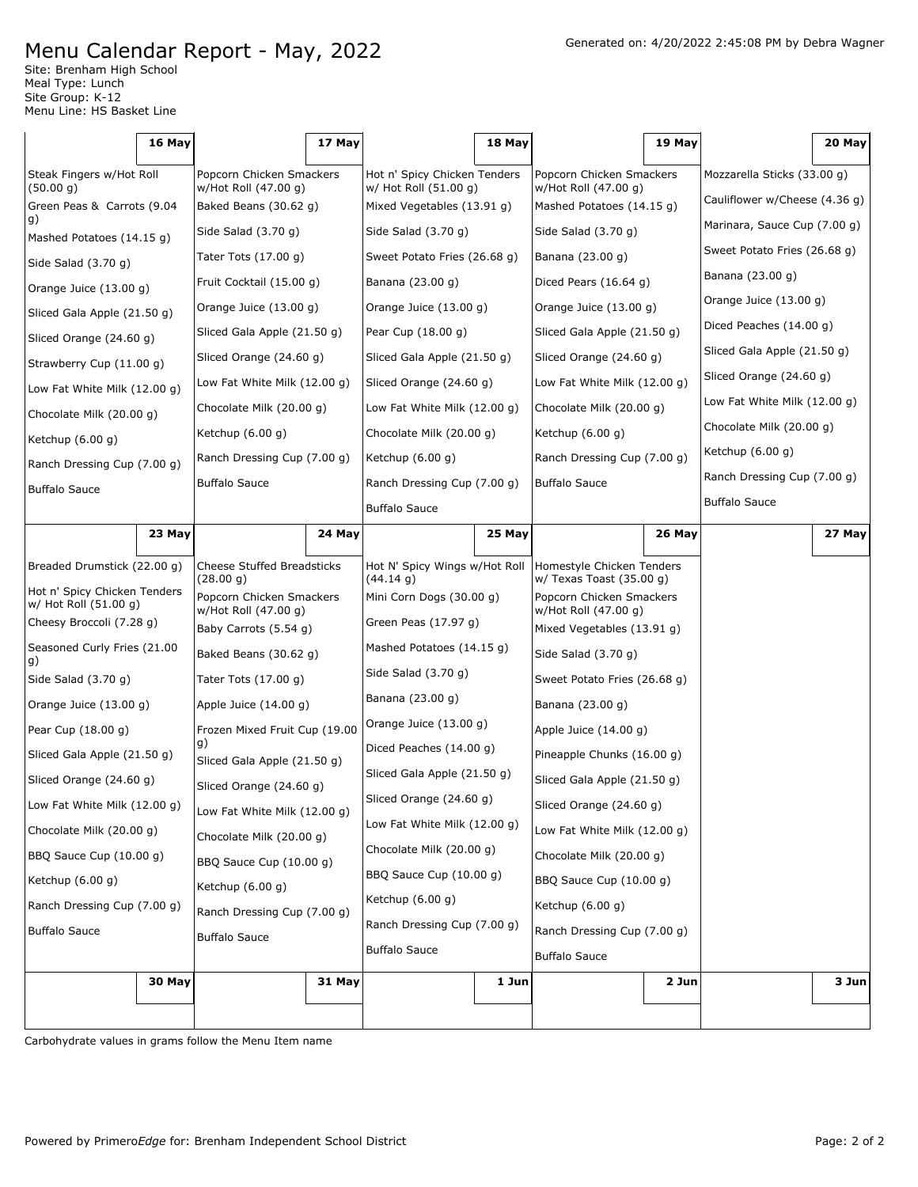# Menu Calendar Report - May, 2022

Generated on: 4/20/2022 2:45:08 PM by Debra Wagner

Site: Brenham High School
Meal Type: Lunch
Site Group: K-12
Menu Line: HS Basket Line

| 16 May | 17 May | 18 May | 19 May | 20 May |
|---|---|---|---|---|
| Steak Fingers w/Hot Roll (50.00 g)<br>Green Peas & Carrots (9.04 g)<br>Mashed Potatoes (14.15 g)<br>Side Salad (3.70 g)<br>Orange Juice (13.00 g)<br>Sliced Gala Apple (21.50 g)<br>Sliced Orange (24.60 g)<br>Strawberry Cup (11.00 g)<br>Low Fat White Milk (12.00 g)<br>Chocolate Milk (20.00 g)<br>Ketchup (6.00 g)<br>Ranch Dressing Cup (7.00 g)<br>Buffalo Sauce | Popcorn Chicken Smackers w/Hot Roll (47.00 g)<br>Baked Beans (30.62 g)<br>Side Salad (3.70 g)<br>Tater Tots (17.00 g)<br>Fruit Cocktail (15.00 g)<br>Orange Juice (13.00 g)<br>Sliced Gala Apple (21.50 g)<br>Sliced Orange (24.60 g)<br>Low Fat White Milk (12.00 g)<br>Chocolate Milk (20.00 g)<br>Ketchup (6.00 g)<br>Ranch Dressing Cup (7.00 g)<br>Buffalo Sauce | Hot n' Spicy Chicken Tenders w/ Hot Roll (51.00 g)<br>Mixed Vegetables (13.91 g)<br>Side Salad (3.70 g)<br>Sweet Potato Fries (26.68 g)<br>Banana (23.00 g)<br>Orange Juice (13.00 g)<br>Pear Cup (18.00 g)<br>Sliced Gala Apple (21.50 g)<br>Sliced Orange (24.60 g)<br>Low Fat White Milk (12.00 g)<br>Chocolate Milk (20.00 g)<br>Ketchup (6.00 g)<br>Ranch Dressing Cup (7.00 g)<br>Buffalo Sauce | Popcorn Chicken Smackers w/Hot Roll (47.00 g)<br>Mashed Potatoes (14.15 g)<br>Side Salad (3.70 g)<br>Banana (23.00 g)<br>Diced Pears (16.64 g)<br>Orange Juice (13.00 g)<br>Sliced Gala Apple (21.50 g)<br>Sliced Orange (24.60 g)<br>Low Fat White Milk (12.00 g)<br>Chocolate Milk (20.00 g)<br>Ketchup (6.00 g)<br>Ranch Dressing Cup (7.00 g)<br>Buffalo Sauce | Mozzarella Sticks (33.00 g)<br>Cauliflower w/Cheese (4.36 g)<br>Marinara, Sauce Cup (7.00 g)<br>Sweet Potato Fries (26.68 g)<br>Banana (23.00 g)<br>Orange Juice (13.00 g)<br>Diced Peaches (14.00 g)<br>Sliced Gala Apple (21.50 g)<br>Sliced Orange (24.60 g)<br>Low Fat White Milk (12.00 g)<br>Chocolate Milk (20.00 g)<br>Ketchup (6.00 g)<br>Ranch Dressing Cup (7.00 g)<br>Buffalo Sauce |
| **23 May** | **24 May** | **25 May** | **26 May** | **27 May** |
| Breaded Drumstick (22.00 g)<br>Hot n' Spicy Chicken Tenders w/ Hot Roll (51.00 g)<br>Cheesy Broccoli (7.28 g)<br>Seasoned Curly Fries (21.00 g)<br>Side Salad (3.70 g)<br>Orange Juice (13.00 g)<br>Pear Cup (18.00 g)<br>Sliced Gala Apple (21.50 g)<br>Sliced Orange (24.60 g)<br>Low Fat White Milk (12.00 g)<br>Chocolate Milk (20.00 g)<br>BBQ Sauce Cup (10.00 g)<br>Ketchup (6.00 g)<br>Ranch Dressing Cup (7.00 g)<br>Buffalo Sauce | Cheese Stuffed Breadsticks (28.00 g)<br>Popcorn Chicken Smackers w/Hot Roll (47.00 g)<br>Baby Carrots (5.54 g)<br>Baked Beans (30.62 g)<br>Tater Tots (17.00 g)<br>Apple Juice (14.00 g)<br>Frozen Mixed Fruit Cup (19.00 g)<br>Sliced Gala Apple (21.50 g)<br>Sliced Orange (24.60 g)<br>Low Fat White Milk (12.00 g)<br>Chocolate Milk (20.00 g)<br>BBQ Sauce Cup (10.00 g)<br>Ketchup (6.00 g)<br>Ranch Dressing Cup (7.00 g)<br>Buffalo Sauce | Hot N' Spicy Wings w/Hot Roll (44.14 g)<br>Mini Corn Dogs (30.00 g)<br>Green Peas (17.97 g)<br>Mashed Potatoes (14.15 g)<br>Side Salad (3.70 g)<br>Banana (23.00 g)<br>Orange Juice (13.00 g)<br>Diced Peaches (14.00 g)<br>Sliced Gala Apple (21.50 g)<br>Sliced Orange (24.60 g)<br>Low Fat White Milk (12.00 g)<br>Chocolate Milk (20.00 g)<br>BBQ Sauce Cup (10.00 g)<br>Ketchup (6.00 g)<br>Ranch Dressing Cup (7.00 g)<br>Buffalo Sauce | Homestyle Chicken Tenders w/ Texas Toast (35.00 g)<br>Popcorn Chicken Smackers w/Hot Roll (47.00 g)<br>Mixed Vegetables (13.91 g)<br>Side Salad (3.70 g)<br>Sweet Potato Fries (26.68 g)<br>Banana (23.00 g)<br>Apple Juice (14.00 g)<br>Pineapple Chunks (16.00 g)<br>Sliced Gala Apple (21.50 g)<br>Sliced Orange (24.60 g)<br>Low Fat White Milk (12.00 g)<br>Chocolate Milk (20.00 g)<br>BBQ Sauce Cup (10.00 g)<br>Ketchup (6.00 g)<br>Ranch Dressing Cup (7.00 g)<br>Buffalo Sauce | |
| **30 May** | **31 May** | **1 Jun** | **2 Jun** | **3 Jun** |
| | | | | |

Carbohydrate values in grams follow the Menu Item name

Powered by Primero*Edge* for: Brenham Independent School District